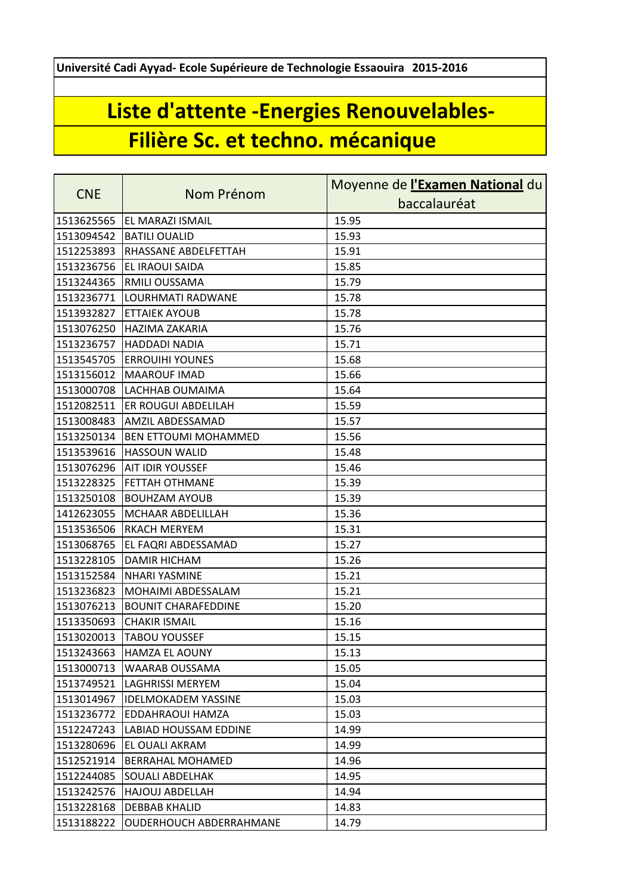**Université Cadi Ayyad- Ecole Supérieure de Technologie Essaouira 2015-2016**

# Liste d'attente -Energies Renouvelables-

## Filière Sc. et techno. mécanique

| CNE | Nom Prénom | Moyenne de **l'Examen National** du baccalauréat |
|---|---|---|
| 1513625565 | EL MARAZI ISMAIL | 15.95 |
| 1513094542 | BATILI OUALID | 15.93 |
| 1512253893 | RHASSANE ABDELFETTAH | 15.91 |
| 1513236756 | EL IRAOUI SAIDA | 15.85 |
| 1513244365 | RMILI OUSSAMA | 15.79 |
| 1513236771 | LOURHMATI RADWANE | 15.78 |
| 1513932827 | ETTAIEK AYOUB | 15.78 |
| 1513076250 | HAZIMA ZAKARIA | 15.76 |
| 1513236757 | HADDADI NADIA | 15.71 |
| 1513545705 | ERROUIHI YOUNES | 15.68 |
| 1513156012 | MAAROUF IMAD | 15.66 |
| 1513000708 | LACHHAB OUMAIMA | 15.64 |
| 1512082511 | ER ROUGUI ABDELILAH | 15.59 |
| 1513008483 | AMZIL ABDESSAMAD | 15.57 |
| 1513250134 | BEN ETTOUMI MOHAMMED | 15.56 |
| 1513539616 | HASSOUN WALID | 15.48 |
| 1513076296 | AIT IDIR YOUSSEF | 15.46 |
| 1513228325 | FETTAH OTHMANE | 15.39 |
| 1513250108 | BOUHZAM AYOUB | 15.39 |
| 1412623055 | MCHAAR ABDELILLAH | 15.36 |
| 1513536506 | RKACH MERYEM | 15.31 |
| 1513068765 | EL FAQRI ABDESSAMAD | 15.27 |
| 1513228105 | DAMIR HICHAM | 15.26 |
| 1513152584 | NHARI YASMINE | 15.21 |
| 1513236823 | MOHAIMI ABDESSALAM | 15.21 |
| 1513076213 | BOUNIT CHARAFEDDINE | 15.20 |
| 1513350693 | CHAKIR ISMAIL | 15.16 |
| 1513020013 | TABOU YOUSSEF | 15.15 |
| 1513243663 | HAMZA EL AOUNY | 15.13 |
| 1513000713 | WAARAB OUSSAMA | 15.05 |
| 1513749521 | LAGHRISSI MERYEM | 15.04 |
| 1513014967 | IDELMOKADEM YASSINE | 15.03 |
| 1513236772 | EDDAHRAOUI HAMZA | 15.03 |
| 1512247243 | LABIAD HOUSSAM EDDINE | 14.99 |
| 1513280696 | EL OUALI AKRAM | 14.99 |
| 1512521914 | BERRAHAL MOHAMED | 14.96 |
| 1512244085 | SOUALI ABDELHAK | 14.95 |
| 1513242576 | HAJOUJ ABDELLAH | 14.94 |
| 1513228168 | DEBBAB KHALID | 14.83 |
| 1513188222 | OUDERHOUCH ABDERRAHMANE | 14.79 |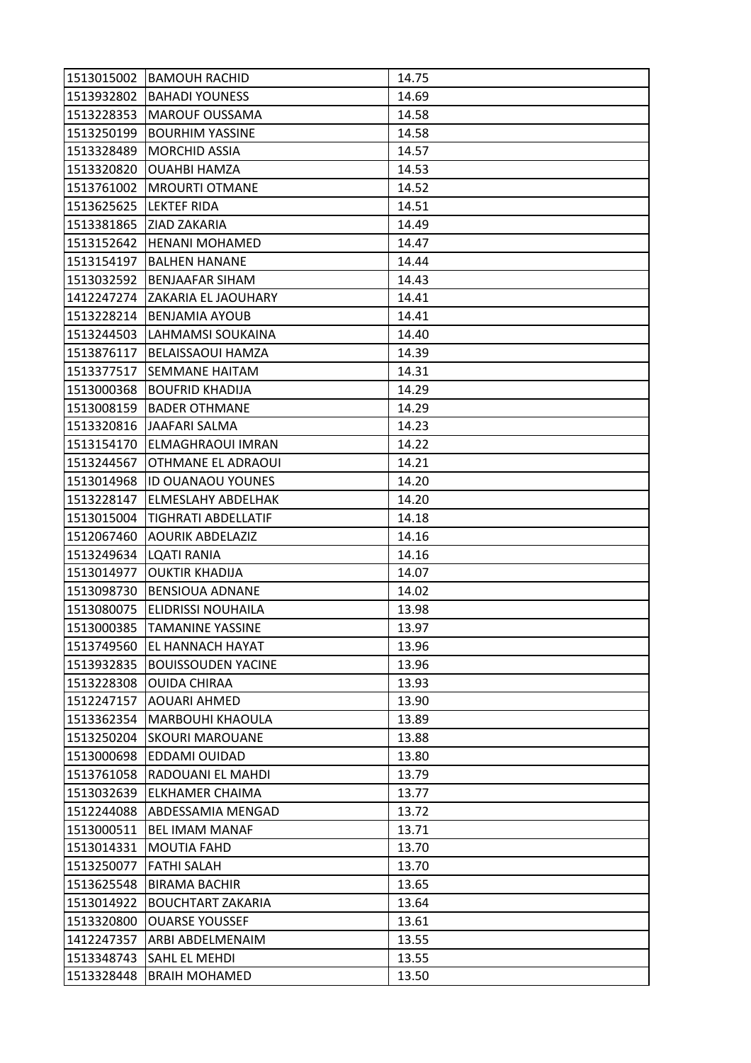| | | |
|---|---|---|
| 1513015002 | BAMOUH RACHID | 14.75 |
| 1513932802 | BAHADI YOUNESS | 14.69 |
| 1513228353 | MAROUF OUSSAMA | 14.58 |
| 1513250199 | BOURHIM YASSINE | 14.58 |
| 1513328489 | MORCHID ASSIA | 14.57 |
| 1513320820 | OUAHBI HAMZA | 14.53 |
| 1513761002 | MROURTI OTMANE | 14.52 |
| 1513625625 | LEKTEF RIDA | 14.51 |
| 1513381865 | ZIAD ZAKARIA | 14.49 |
| 1513152642 | HENANI MOHAMED | 14.47 |
| 1513154197 | BALHEN HANANE | 14.44 |
| 1513032592 | BENJAAFAR SIHAM | 14.43 |
| 1412247274 | ZAKARIA EL JAOUHARY | 14.41 |
| 1513228214 | BENJAMIA AYOUB | 14.41 |
| 1513244503 | LAHMAMSI SOUKAINA | 14.40 |
| 1513876117 | BELAISSAOUI HAMZA | 14.39 |
| 1513377517 | SEMMANE HAITAM | 14.31 |
| 1513000368 | BOUFRID KHADIJA | 14.29 |
| 1513008159 | BADER OTHMANE | 14.29 |
| 1513320816 | JAAFARI SALMA | 14.23 |
| 1513154170 | ELMAGHRAOUI IMRAN | 14.22 |
| 1513244567 | OTHMANE EL ADRAOUI | 14.21 |
| 1513014968 | ID OUANAOU YOUNES | 14.20 |
| 1513228147 | ELMESLAHY ABDELHAK | 14.20 |
| 1513015004 | TIGHRATI ABDELLATIF | 14.18 |
| 1512067460 | AOURIK ABDELAZIZ | 14.16 |
| 1513249634 | LQATI RANIA | 14.16 |
| 1513014977 | OUKTIR KHADIJA | 14.07 |
| 1513098730 | BENSIOUA ADNANE | 14.02 |
| 1513080075 | ELIDRISSI NOUHAILA | 13.98 |
| 1513000385 | TAMANINE YASSINE | 13.97 |
| 1513749560 | EL HANNACH HAYAT | 13.96 |
| 1513932835 | BOUISSOUDEN YACINE | 13.96 |
| 1513228308 | OUIDA CHIRAA | 13.93 |
| 1512247157 | AOUARI AHMED | 13.90 |
| 1513362354 | MARBOUHI KHAOULA | 13.89 |
| 1513250204 | SKOURI MAROUANE | 13.88 |
| 1513000698 | EDDAMI OUIDAD | 13.80 |
| 1513761058 | RADOUANI EL MAHDI | 13.79 |
| 1513032639 | ELKHAMER CHAIMA | 13.77 |
| 1512244088 | ABDESSAMIA MENGAD | 13.72 |
| 1513000511 | BEL IMAM MANAF | 13.71 |
| 1513014331 | MOUTIA FAHD | 13.70 |
| 1513250077 | FATHI SALAH | 13.70 |
| 1513625548 | BIRAMA BACHIR | 13.65 |
| 1513014922 | BOUCHTART ZAKARIA | 13.64 |
| 1513320800 | OUARSE YOUSSEF | 13.61 |
| 1412247357 | ARBI ABDELMENAIM | 13.55 |
| 1513348743 | SAHL EL MEHDI | 13.55 |
| 1513328448 | BRAIH MOHAMED | 13.50 |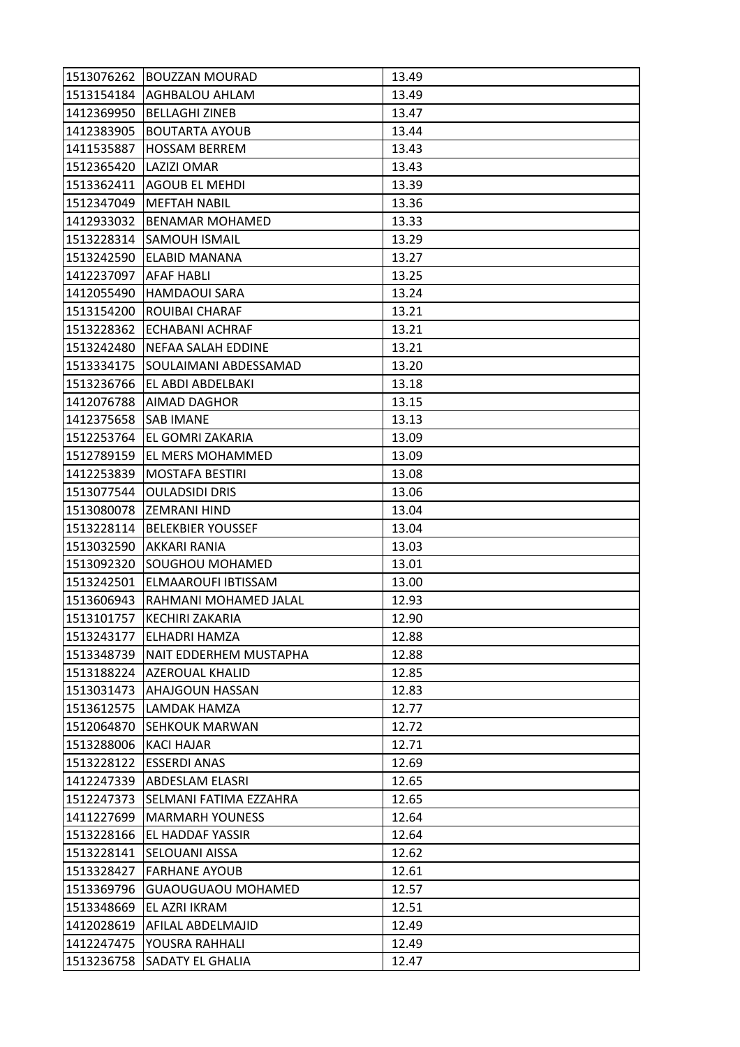| | | |
|---|---|---|
| 1513076262 | BOUZZAN MOURAD | 13.49 |
| 1513154184 | AGHBALOU AHLAM | 13.49 |
| 1412369950 | BELLAGHI ZINEB | 13.47 |
| 1412383905 | BOUTARTA AYOUB | 13.44 |
| 1411535887 | HOSSAM BERREM | 13.43 |
| 1512365420 | LAZIZI OMAR | 13.43 |
| 1513362411 | AGOUB EL MEHDI | 13.39 |
| 1512347049 | MEFTAH NABIL | 13.36 |
| 1412933032 | BENAMAR MOHAMED | 13.33 |
| 1513228314 | SAMOUH ISMAIL | 13.29 |
| 1513242590 | ELABID MANANA | 13.27 |
| 1412237097 | AFAF HABLI | 13.25 |
| 1412055490 | HAMDAOUI SARA | 13.24 |
| 1513154200 | ROUIBAI CHARAF | 13.21 |
| 1513228362 | ECHABANI ACHRAF | 13.21 |
| 1513242480 | NEFAA SALAH EDDINE | 13.21 |
| 1513334175 | SOULAIMANI ABDESSAMAD | 13.20 |
| 1513236766 | EL ABDI ABDELBAKI | 13.18 |
| 1412076788 | AIMAD DAGHOR | 13.15 |
| 1412375658 | SAB IMANE | 13.13 |
| 1512253764 | EL GOMRI ZAKARIA | 13.09 |
| 1512789159 | EL MERS MOHAMMED | 13.09 |
| 1412253839 | MOSTAFA BESTIRI | 13.08 |
| 1513077544 | OULADSIDI DRIS | 13.06 |
| 1513080078 | ZEMRANI HIND | 13.04 |
| 1513228114 | BELEKBIER YOUSSEF | 13.04 |
| 1513032590 | AKKARI RANIA | 13.03 |
| 1513092320 | SOUGHOU MOHAMED | 13.01 |
| 1513242501 | ELMAAROUFI IBTISSAM | 13.00 |
| 1513606943 | RAHMANI MOHAMED JALAL | 12.93 |
| 1513101757 | KECHIRI ZAKARIA | 12.90 |
| 1513243177 | ELHADRI HAMZA | 12.88 |
| 1513348739 | NAIT EDDERHEM MUSTAPHA | 12.88 |
| 1513188224 | AZEROUAL KHALID | 12.85 |
| 1513031473 | AHAJGOUN HASSAN | 12.83 |
| 1513612575 | LAMDAK HAMZA | 12.77 |
| 1512064870 | SEHKOUK MARWAN | 12.72 |
| 1513288006 | KACI HAJAR | 12.71 |
| 1513228122 | ESSERDI ANAS | 12.69 |
| 1412247339 | ABDESLAM ELASRI | 12.65 |
| 1512247373 | SELMANI FATIMA EZZAHRA | 12.65 |
| 1411227699 | MARMARH YOUNESS | 12.64 |
| 1513228166 | EL HADDAF YASSIR | 12.64 |
| 1513228141 | SELOUANI AISSA | 12.62 |
| 1513328427 | FARHANE AYOUB | 12.61 |
| 1513369796 | GUAOUGUAOU MOHAMED | 12.57 |
| 1513348669 | EL AZRI IKRAM | 12.51 |
| 1412028619 | AFILAL ABDELMAJID | 12.49 |
| 1412247475 | YOUSRA RAHHALI | 12.49 |
| 1513236758 | SADATY EL GHALIA | 12.47 |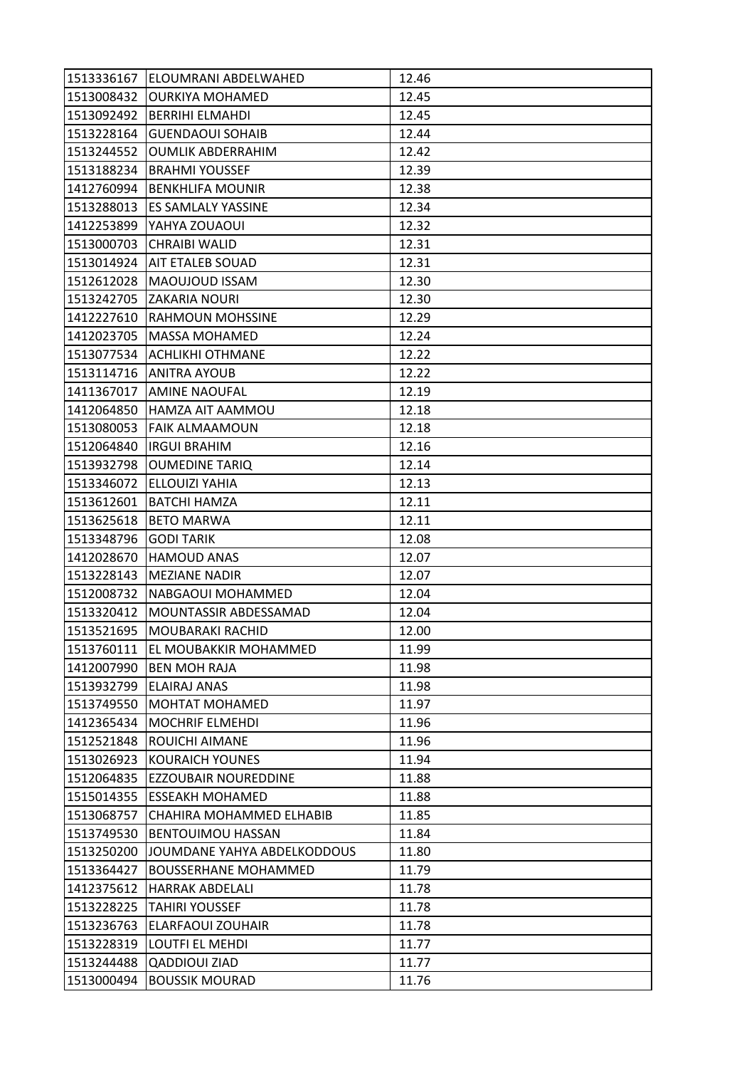| | | |
|---|---|---|
| 1513336167 | ELOUMRANI ABDELWAHED | 12.46 |
| 1513008432 | OURKIYA MOHAMED | 12.45 |
| 1513092492 | BERRIHI ELMAHDI | 12.45 |
| 1513228164 | GUENDAOUI SOHAIB | 12.44 |
| 1513244552 | OUMLIK ABDERRAHIM | 12.42 |
| 1513188234 | BRAHMI YOUSSEF | 12.39 |
| 1412760994 | BENKHLIFA MOUNIR | 12.38 |
| 1513288013 | ES SAMLALY YASSINE | 12.34 |
| 1412253899 | YAHYA ZOUAOUI | 12.32 |
| 1513000703 | CHRAIBI WALID | 12.31 |
| 1513014924 | AIT ETALEB SOUAD | 12.31 |
| 1512612028 | MAOUJOUD ISSAM | 12.30 |
| 1513242705 | ZAKARIA NOURI | 12.30 |
| 1412227610 | RAHMOUN MOHSSINE | 12.29 |
| 1412023705 | MASSA MOHAMED | 12.24 |
| 1513077534 | ACHLIKHI OTHMANE | 12.22 |
| 1513114716 | ANITRA AYOUB | 12.22 |
| 1411367017 | AMINE NAOUFAL | 12.19 |
| 1412064850 | HAMZA AIT AAMMOU | 12.18 |
| 1513080053 | FAIK ALMAAMOUN | 12.18 |
| 1512064840 | IRGUI BRAHIM | 12.16 |
| 1513932798 | OUMEDINE TARIQ | 12.14 |
| 1513346072 | ELLOUIZI YAHIA | 12.13 |
| 1513612601 | BATCHI HAMZA | 12.11 |
| 1513625618 | BETO MARWA | 12.11 |
| 1513348796 | GODI TARIK | 12.08 |
| 1412028670 | HAMOUD ANAS | 12.07 |
| 1513228143 | MEZIANE NADIR | 12.07 |
| 1512008732 | NABGAOUI MOHAMMED | 12.04 |
| 1513320412 | MOUNTASSIR ABDESSAMAD | 12.04 |
| 1513521695 | MOUBARAKI RACHID | 12.00 |
| 1513760111 | EL MOUBAKKIR MOHAMMED | 11.99 |
| 1412007990 | BEN MOH RAJA | 11.98 |
| 1513932799 | ELAIRAJ ANAS | 11.98 |
| 1513749550 | MOHTAT MOHAMED | 11.97 |
| 1412365434 | MOCHRIF ELMEHDI | 11.96 |
| 1512521848 | ROUICHI AIMANE | 11.96 |
| 1513026923 | KOURAICH YOUNES | 11.94 |
| 1512064835 | EZZOUBAIR NOUREDDINE | 11.88 |
| 1515014355 | ESSEAKH MOHAMED | 11.88 |
| 1513068757 | CHAHIRA MOHAMMED ELHABIB | 11.85 |
| 1513749530 | BENTOUIMOU HASSAN | 11.84 |
| 1513250200 | JOUMDANE YAHYA ABDELKODDOUS | 11.80 |
| 1513364427 | BOUSSERHANE MOHAMMED | 11.79 |
| 1412375612 | HARRAK ABDELALI | 11.78 |
| 1513228225 | TAHIRI YOUSSEF | 11.78 |
| 1513236763 | ELARFAOUI ZOUHAIR | 11.78 |
| 1513228319 | LOUTFI EL MEHDI | 11.77 |
| 1513244488 | QADDIOUI ZIAD | 11.77 |
| 1513000494 | BOUSSIK MOURAD | 11.76 |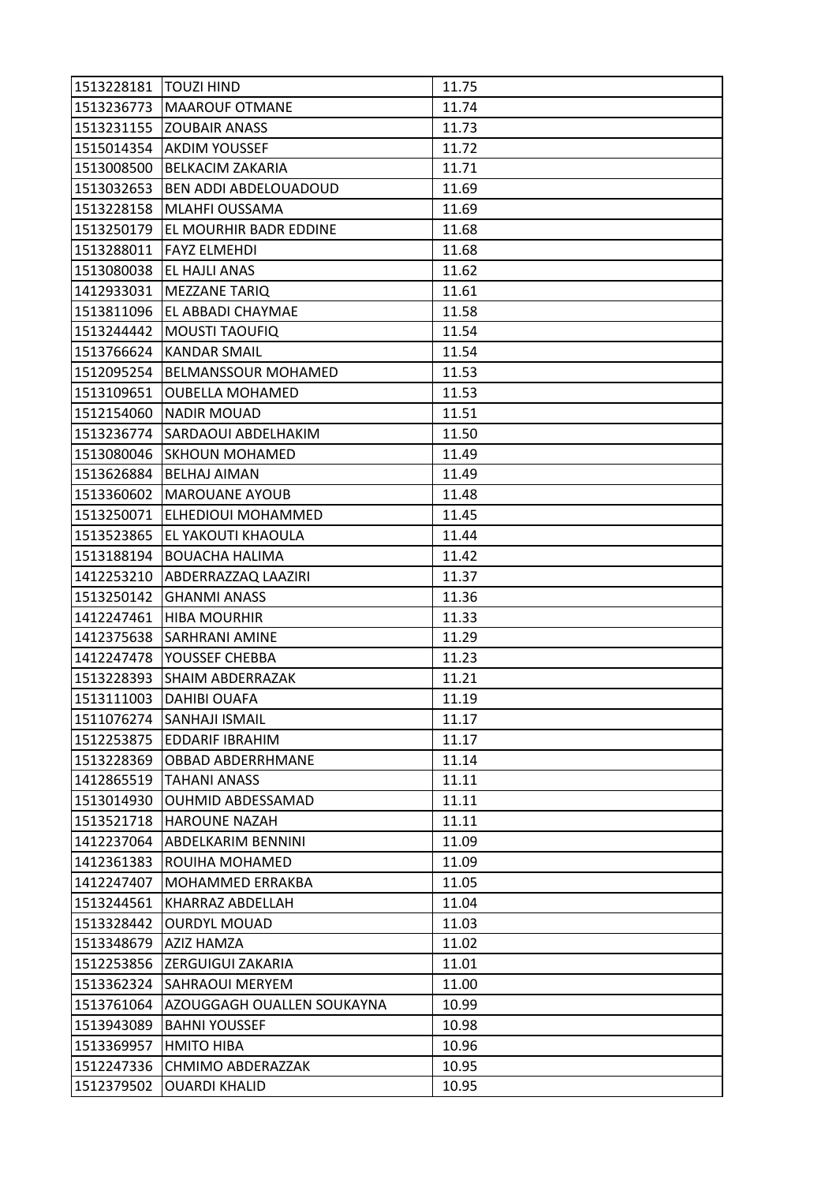| | | |
|---|---|---|
| 1513228181 | TOUZI HIND | 11.75 |
| 1513236773 | MAAROUF OTMANE | 11.74 |
| 1513231155 | ZOUBAIR ANASS | 11.73 |
| 1515014354 | AKDIM YOUSSEF | 11.72 |
| 1513008500 | BELKACIM ZAKARIA | 11.71 |
| 1513032653 | BEN ADDI ABDELOUADOUD | 11.69 |
| 1513228158 | MLAHFI OUSSAMA | 11.69 |
| 1513250179 | EL MOURHIR BADR EDDINE | 11.68 |
| 1513288011 | FAYZ ELMEHDI | 11.68 |
| 1513080038 | EL HAJLI ANAS | 11.62 |
| 1412933031 | MEZZANE TARIQ | 11.61 |
| 1513811096 | EL ABBADI CHAYMAE | 11.58 |
| 1513244442 | MOUSTI TAOUFIQ | 11.54 |
| 1513766624 | KANDAR SMAIL | 11.54 |
| 1512095254 | BELMANSSOUR MOHAMED | 11.53 |
| 1513109651 | OUBELLA MOHAMED | 11.53 |
| 1512154060 | NADIR MOUAD | 11.51 |
| 1513236774 | SARDAOUI ABDELHAKIM | 11.50 |
| 1513080046 | SKHOUN MOHAMED | 11.49 |
| 1513626884 | BELHAJ AIMAN | 11.49 |
| 1513360602 | MAROUANE AYOUB | 11.48 |
| 1513250071 | ELHEDIOUI MOHAMMED | 11.45 |
| 1513523865 | EL YAKOUTI KHAOULA | 11.44 |
| 1513188194 | BOUACHA HALIMA | 11.42 |
| 1412253210 | ABDERRAZZAQ LAAZIRI | 11.37 |
| 1513250142 | GHANMI ANASS | 11.36 |
| 1412247461 | HIBA MOURHIR | 11.33 |
| 1412375638 | SARHRANI AMINE | 11.29 |
| 1412247478 | YOUSSEF CHEBBA | 11.23 |
| 1513228393 | SHAIM ABDERRAZAK | 11.21 |
| 1513111003 | DAHIBI OUAFA | 11.19 |
| 1511076274 | SANHAJI ISMAIL | 11.17 |
| 1512253875 | EDDARIF IBRAHIM | 11.17 |
| 1513228369 | OBBAD ABDERRHMANE | 11.14 |
| 1412865519 | TAHANI ANASS | 11.11 |
| 1513014930 | OUHMID ABDESSAMAD | 11.11 |
| 1513521718 | HAROUNE NAZAH | 11.11 |
| 1412237064 | ABDELKARIM BENNINI | 11.09 |
| 1412361383 | ROUIHA MOHAMED | 11.09 |
| 1412247407 | MOHAMMED ERRAKBA | 11.05 |
| 1513244561 | KHARRAZ ABDELLAH | 11.04 |
| 1513328442 | OURDYL MOUAD | 11.03 |
| 1513348679 | AZIZ HAMZA | 11.02 |
| 1512253856 | ZERGUIGUI ZAKARIA | 11.01 |
| 1513362324 | SAHRAOUI MERYEM | 11.00 |
| 1513761064 | AZOUGGAGH OUALLEN SOUKAYNA | 10.99 |
| 1513943089 | BAHNI YOUSSEF | 10.98 |
| 1513369957 | HMITO HIBA | 10.96 |
| 1512247336 | CHMIMO ABDERAZZAK | 10.95 |
| 1512379502 | OUARDI KHALID | 10.95 |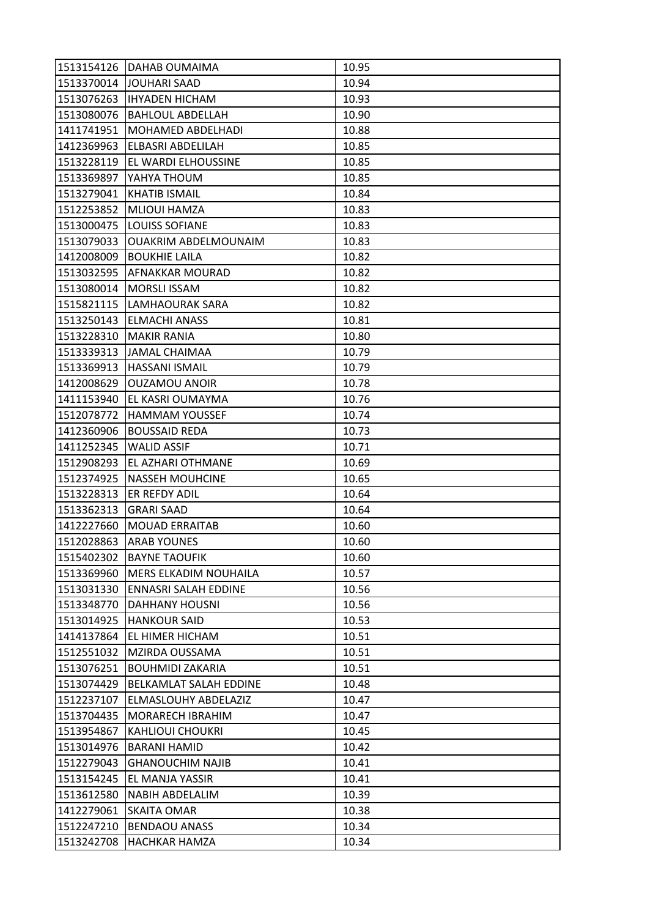| | | |
|---|---|---|
| 1513154126 | DAHAB OUMAIMA | 10.95 |
| 1513370014 | JOUHARI SAAD | 10.94 |
| 1513076263 | IHYADEN HICHAM | 10.93 |
| 1513080076 | BAHLOUL ABDELLAH | 10.90 |
| 1411741951 | MOHAMED ABDELHADI | 10.88 |
| 1412369963 | ELBASRI ABDELILAH | 10.85 |
| 1513228119 | EL WARDI ELHOUSSINE | 10.85 |
| 1513369897 | YAHYA THOUM | 10.85 |
| 1513279041 | KHATIB ISMAIL | 10.84 |
| 1512253852 | MLIOUI HAMZA | 10.83 |
| 1513000475 | LOUISS SOFIANE | 10.83 |
| 1513079033 | OUAKRIM ABDELMOUNAIM | 10.83 |
| 1412008009 | BOUKHIE LAILA | 10.82 |
| 1513032595 | AFNAKKAR MOURAD | 10.82 |
| 1513080014 | MORSLI ISSAM | 10.82 |
| 1515821115 | LAMHAOURAK SARA | 10.82 |
| 1513250143 | ELMACHI ANASS | 10.81 |
| 1513228310 | MAKIR RANIA | 10.80 |
| 1513339313 | JAMAL CHAIMAA | 10.79 |
| 1513369913 | HASSANI ISMAIL | 10.79 |
| 1412008629 | OUZAMOU ANOIR | 10.78 |
| 1411153940 | EL KASRI OUMAYMA | 10.76 |
| 1512078772 | HAMMAM YOUSSEF | 10.74 |
| 1412360906 | BOUSSAID REDA | 10.73 |
| 1411252345 | WALID ASSIF | 10.71 |
| 1512908293 | EL AZHARI OTHMANE | 10.69 |
| 1512374925 | NASSEH MOUHCINE | 10.65 |
| 1513228313 | ER REFDY ADIL | 10.64 |
| 1513362313 | GRARI SAAD | 10.64 |
| 1412227660 | MOUAD ERRAITAB | 10.60 |
| 1512028863 | ARAB YOUNES | 10.60 |
| 1515402302 | BAYNE TAOUFIK | 10.60 |
| 1513369960 | MERS ELKADIM NOUHAILA | 10.57 |
| 1513031330 | ENNASRI SALAH EDDINE | 10.56 |
| 1513348770 | DAHHANY HOUSNI | 10.56 |
| 1513014925 | HANKOUR SAID | 10.53 |
| 1414137864 | EL HIMER HICHAM | 10.51 |
| 1512551032 | MZIRDA OUSSAMA | 10.51 |
| 1513076251 | BOUHMIDI ZAKARIA | 10.51 |
| 1513074429 | BELKAMLAT SALAH EDDINE | 10.48 |
| 1512237107 | ELMASLOUHY ABDELAZIZ | 10.47 |
| 1513704435 | MORARECH IBRAHIM | 10.47 |
| 1513954867 | KAHLIOUI CHOUKRI | 10.45 |
| 1513014976 | BARANI HAMID | 10.42 |
| 1512279043 | GHANOUCHIM NAJIB | 10.41 |
| 1513154245 | EL MANJA YASSIR | 10.41 |
| 1513612580 | NABIH ABDELALIM | 10.39 |
| 1412279061 | SKAITA OMAR | 10.38 |
| 1512247210 | BENDAOU ANASS | 10.34 |
| 1513242708 | HACHKAR HAMZA | 10.34 |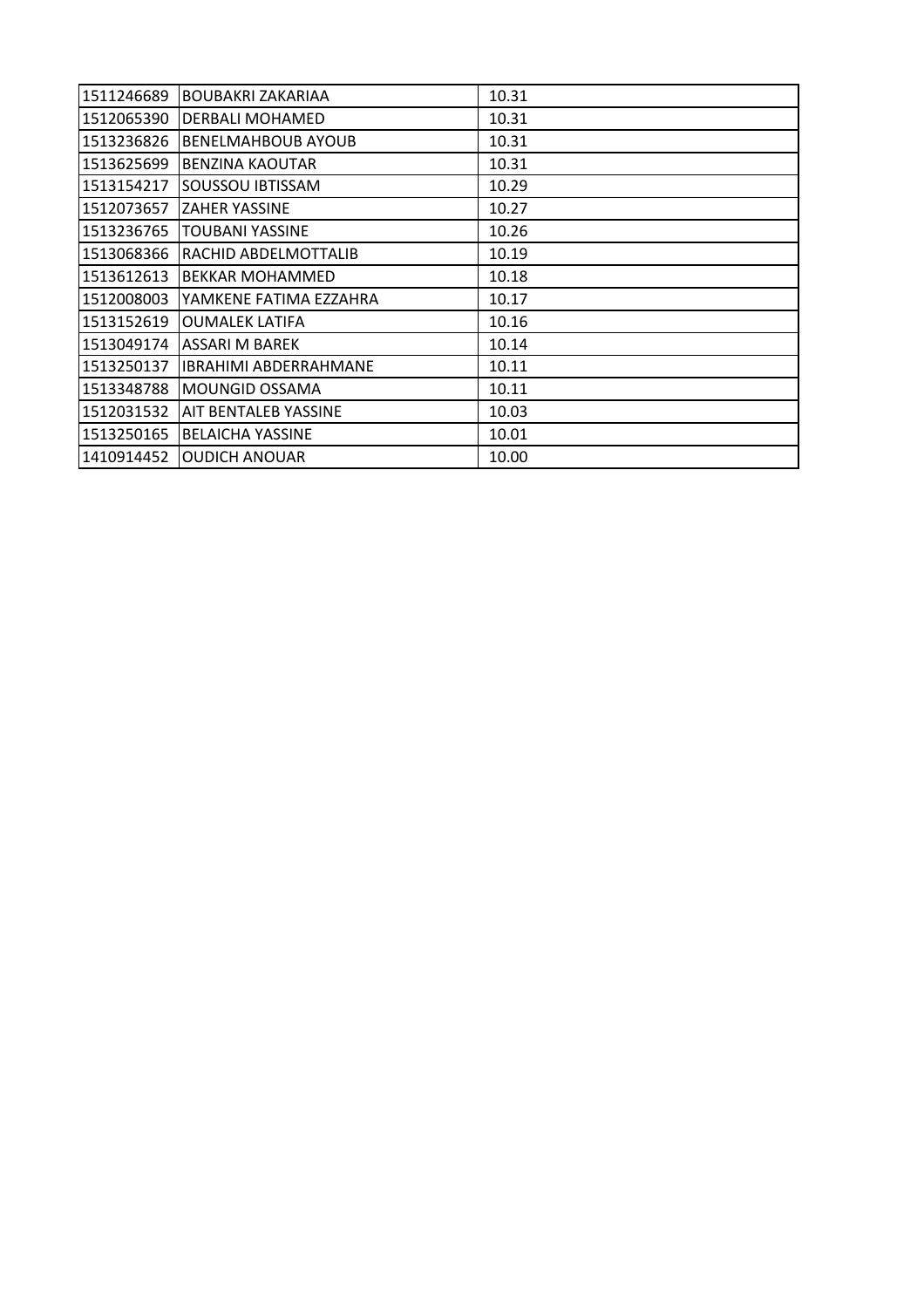| | | |
|---|---|---|
| 1511246689 | BOUBAKRI ZAKARIAA | 10.31 |
| 1512065390 | DERBALI MOHAMED | 10.31 |
| 1513236826 | BENELMAHBOUB AYOUB | 10.31 |
| 1513625699 | BENZINA KAOUTAR | 10.31 |
| 1513154217 | SOUSSOU IBTISSAM | 10.29 |
| 1512073657 | ZAHER YASSINE | 10.27 |
| 1513236765 | TOUBANI YASSINE | 10.26 |
| 1513068366 | RACHID ABDELMOTTALIB | 10.19 |
| 1513612613 | BEKKAR MOHAMMED | 10.18 |
| 1512008003 | YAMKENE FATIMA EZZAHRA | 10.17 |
| 1513152619 | OUMALEK LATIFA | 10.16 |
| 1513049174 | ASSARI M BAREK | 10.14 |
| 1513250137 | IBRAHIMI ABDERRAHMANE | 10.11 |
| 1513348788 | MOUNGID OSSAMA | 10.11 |
| 1512031532 | AIT BENTALEB YASSINE | 10.03 |
| 1513250165 | BELAICHA YASSINE | 10.01 |
| 1410914452 | OUDICH ANOUAR | 10.00 |